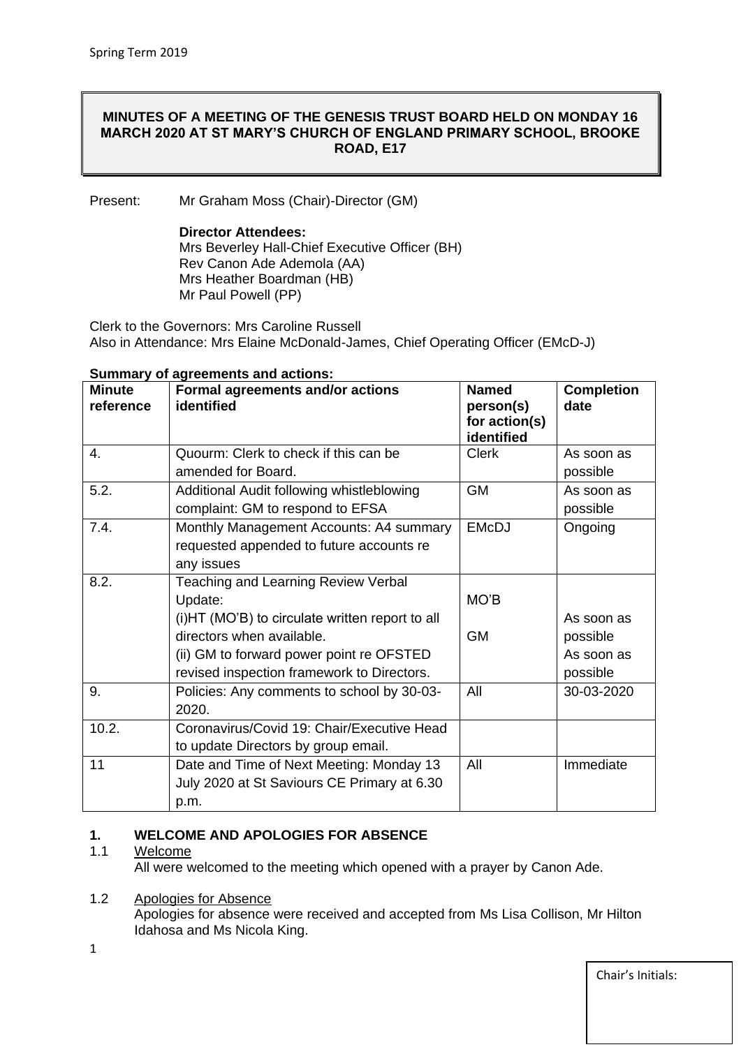## MINUTES OF A MEETING OF THE GENESIS TRUST BOARD HELD ON MONDAY 16 MARCH 2020 AT ST MARY'S CHURCH OF ENGLAND PRIMARY SCHOOL, BROOKE ROAD, E17

Present: Mr Graham Moss (Chair)-Director (GM)

**Director Attendees:**
Mrs Beverley Hall-Chief Executive Officer (BH)
Rev Canon Ade Ademola (AA)
Mrs Heather Boardman (HB)
Mr Paul Powell (PP)

Clerk to the Governors: Mrs Caroline Russell
Also in Attendance: Mrs Elaine McDonald-James, Chief Operating Officer (EMcD-J)

**Summary of agreements and actions:**

| Minute reference | Formal agreements and/or actions identified | Named person(s) for action(s) identified | Completion date |
|---|---|---|---|
| 4. | Quourm: Clerk to check if this can be amended for Board. | Clerk | As soon as possible |
| 5.2. | Additional Audit following whistleblowing complaint: GM to respond to EFSA | GM | As soon as possible |
| 7.4. | Monthly Management Accounts: A4 summary requested appended to future accounts re any issues | EMcDJ | Ongoing |
| 8.2. | Teaching and Learning Review Verbal Update:<br>(i)HT (MO'B) to circulate written report to all directors when available.<br>(ii) GM to forward power point re OFSTED revised inspection framework to Directors. | MO'B<br><br>GM | As soon as possible<br>As soon as possible |
| 9. | Policies: Any comments to school by 30-03-2020. | All | 30-03-2020 |
| 10.2. | Coronavirus/Covid 19: Chair/Executive Head to update Directors by group email. | | |
| 11 | Date and Time of Next Meeting: Monday 13 July 2020 at St Saviours CE Primary at 6.30 p.m. | All | Immediate |

### 1. WELCOME AND APOLOGIES FOR ABSENCE

1.1 Welcome

All were welcomed to the meeting which opened with a prayer by Canon Ade.

1.2 Apologies for Absence

Apologies for absence were received and accepted from Ms Lisa Collison, Mr Hilton Idahosa and Ms Nicola King.

Chair's Initials: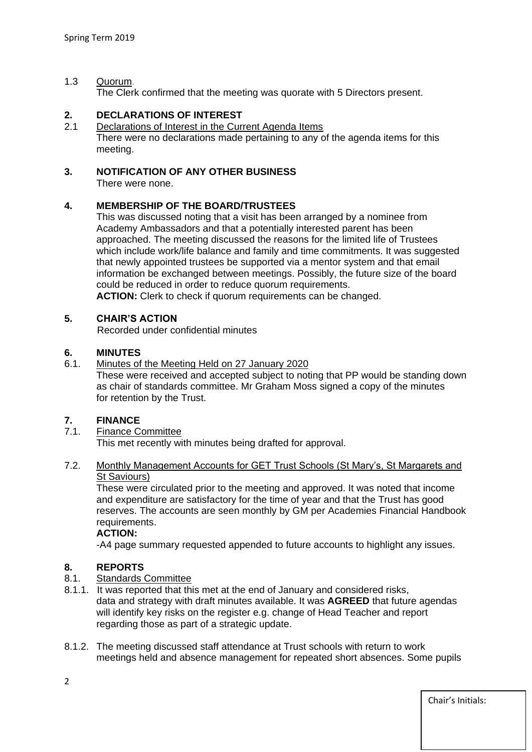1.3 Quorum.

The Clerk confirmed that the meeting was quorate with 5 Directors present.

## 2. DECLARATIONS OF INTEREST

2.1 Declarations of Interest in the Current Agenda Items

There were no declarations made pertaining to any of the agenda items for this meeting.

## 3. NOTIFICATION OF ANY OTHER BUSINESS

There were none.

## 4. MEMBERSHIP OF THE BOARD/TRUSTEES

This was discussed noting that a visit has been arranged by a nominee from Academy Ambassadors and that a potentially interested parent has been approached. The meeting discussed the reasons for the limited life of Trustees which include work/life balance and family and time commitments. It was suggested that newly appointed trustees be supported via a mentor system and that email information be exchanged between meetings. Possibly, the future size of the board could be reduced in order to reduce quorum requirements.

**ACTION:** Clerk to check if quorum requirements can be changed.

## 5. CHAIR'S ACTION

Recorded under confidential minutes

## 6. MINUTES

6.1. Minutes of the Meeting Held on 27 January 2020

These were received and accepted subject to noting that PP would be standing down as chair of standards committee. Mr Graham Moss signed a copy of the minutes for retention by the Trust.

## 7. FINANCE

7.1. Finance Committee

This met recently with minutes being drafted for approval.

7.2. Monthly Management Accounts for GET Trust Schools (St Mary's, St Margarets and St Saviours)

These were circulated prior to the meeting and approved. It was noted that income and expenditure are satisfactory for the time of year and that the Trust has good reserves. The accounts are seen monthly by GM per Academies Financial Handbook requirements.

**ACTION:**

-A4 page summary requested appended to future accounts to highlight any issues.

## 8. REPORTS

8.1. Standards Committee

8.1.1. It was reported that this met at the end of January and considered risks, data and strategy with draft minutes available. It was **AGREED** that future agendas will identify key risks on the register e.g. change of Head Teacher and report regarding those as part of a strategic update.

8.1.2. The meeting discussed staff attendance at Trust schools with return to work meetings held and absence management for repeated short absences. Some pupils

Chair's Initials: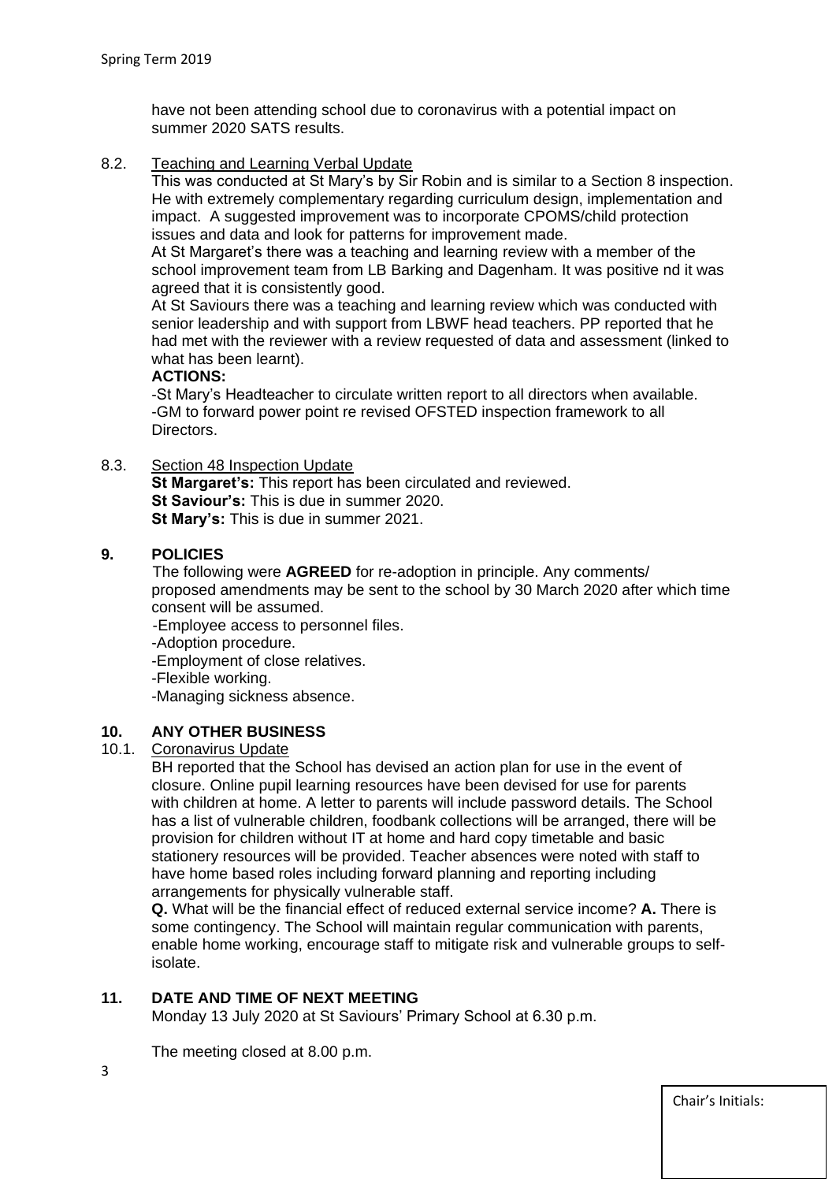have not been attending school due to coronavirus with a potential impact on summer 2020 SATS results.

8.2. Teaching and Learning Verbal Update

This was conducted at St Mary's by Sir Robin and is similar to a Section 8 inspection. He with extremely complementary regarding curriculum design, implementation and impact. A suggested improvement was to incorporate CPOMS/child protection issues and data and look for patterns for improvement made.

At St Margaret's there was a teaching and learning review with a member of the school improvement team from LB Barking and Dagenham. It was positive nd it was agreed that it is consistently good.

At St Saviours there was a teaching and learning review which was conducted with senior leadership and with support from LBWF head teachers. PP reported that he had met with the reviewer with a review requested of data and assessment (linked to what has been learnt).

**ACTIONS:**

-St Mary's Headteacher to circulate written report to all directors when available.
-GM to forward power point re revised OFSTED inspection framework to all Directors.

8.3. Section 48 Inspection Update

**St Margaret's:** This report has been circulated and reviewed.
**St Saviour's:** This is due in summer 2020.
**St Mary's:** This is due in summer 2021.

## 9. POLICIES

The following were **AGREED** for re-adoption in principle. Any comments/ proposed amendments may be sent to the school by 30 March 2020 after which time consent will be assumed.

-Employee access to personnel files.
-Adoption procedure.
-Employment of close relatives.
-Flexible working.
-Managing sickness absence.

## 10. ANY OTHER BUSINESS

10.1. Coronavirus Update

BH reported that the School has devised an action plan for use in the event of closure. Online pupil learning resources have been devised for use for parents with children at home. A letter to parents will include password details. The School has a list of vulnerable children, foodbank collections will be arranged, there will be provision for children without IT at home and hard copy timetable and basic stationery resources will be provided. Teacher absences were noted with staff to have home based roles including forward planning and reporting including arrangements for physically vulnerable staff.

**Q.** What will be the financial effect of reduced external service income? **A.** There is some contingency. The School will maintain regular communication with parents, enable home working, encourage staff to mitigate risk and vulnerable groups to self-isolate.

## 11. DATE AND TIME OF NEXT MEETING

Monday 13 July 2020 at St Saviours' Primary School at 6.30 p.m.

The meeting closed at 8.00 p.m.

Chair's Initials: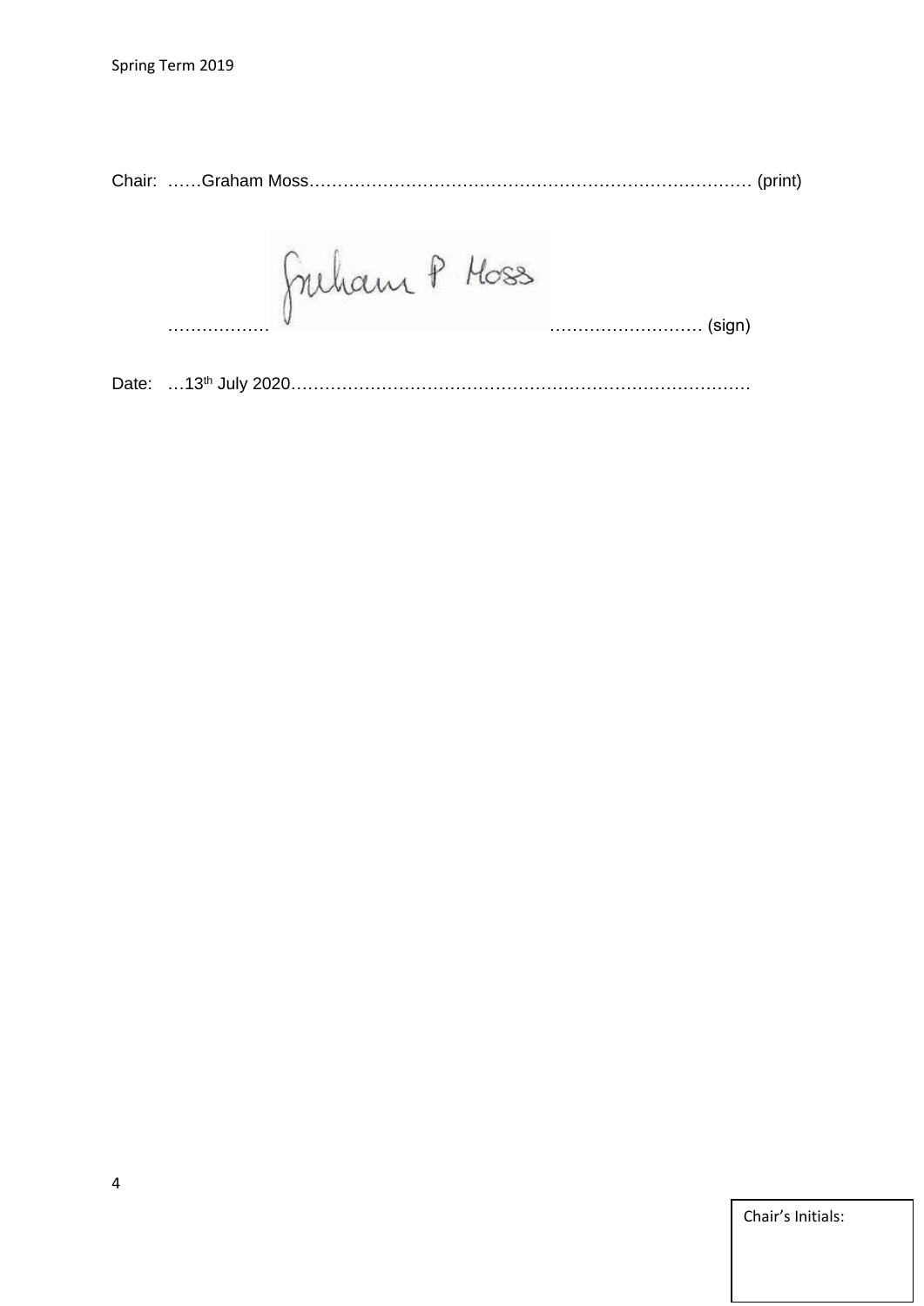Chair: ……Graham Moss……………………………………………………………………… (print)

……………… Graham P Moss ……………………… (sign)

Date: …13th July 2020…………………………………………………………………………

Chair's Initials: